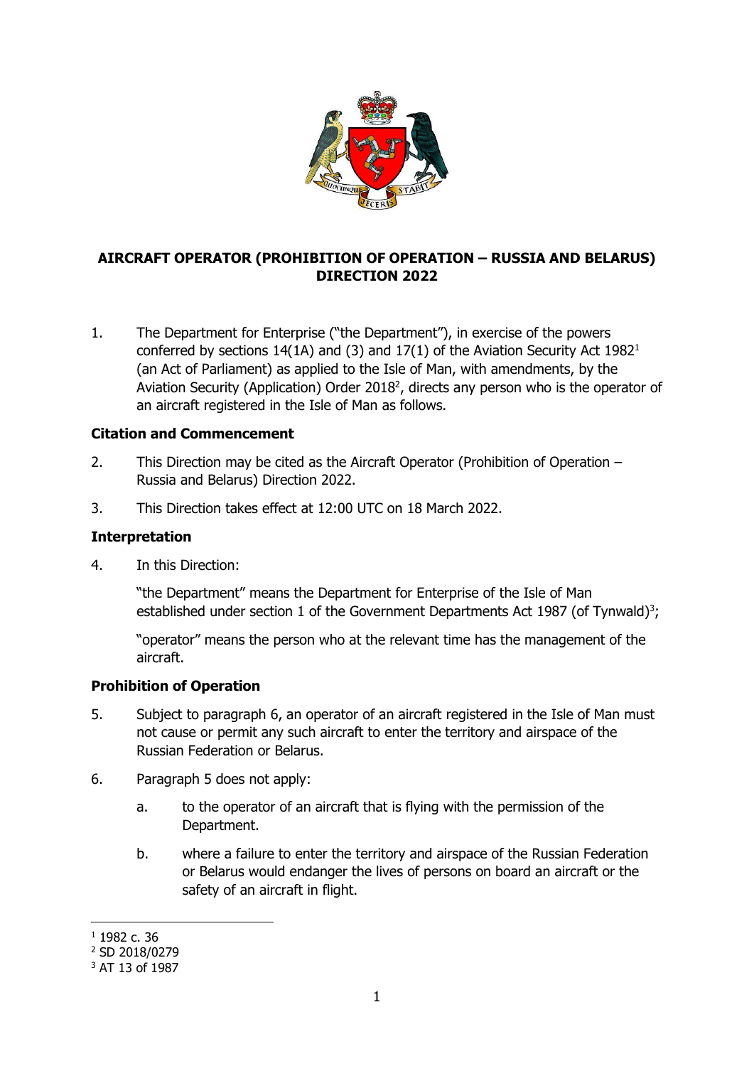**AIRCRAFT OPERATOR (PROHIBITION OF OPERATION – RUSSIA AND BELARUS) DIRECTION 2022**

1. The Department for Enterprise ("the Department"), in exercise of the powers conferred by sections 14(1A) and (3) and 17(1) of the Aviation Security Act 1982[1] (an Act of Parliament) as applied to the Isle of Man, with amendments, by the Aviation Security (Application) Order 2018[2], directs any person who is the operator of an aircraft registered in the Isle of Man as follows.

**Citation and Commencement**

2. This Direction may be cited as the Aircraft Operator (Prohibition of Operation – Russia and Belarus) Direction 2022.

3. This Direction takes effect at 12:00 UTC on 18 March 2022.

**Interpretation**

4. In this Direction:

   "the Department" means the Department for Enterprise of the Isle of Man established under section 1 of the Government Departments Act 1987 (of Tynwald)[3];

   "operator" means the person who at the relevant time has the management of the aircraft.

**Prohibition of Operation**

5. Subject to paragraph 6, an operator of an aircraft registered in the Isle of Man must not cause or permit any such aircraft to enter the territory and airspace of the Russian Federation or Belarus.

6. Paragraph 5 does not apply:

   a. to the operator of an aircraft that is flying with the permission of the Department.

   b. where a failure to enter the territory and airspace of the Russian Federation or Belarus would endanger the lives of persons on board an aircraft or the safety of an aircraft in flight.

---

[1] 1982 c. 36

[2] SD 2018/0279

[3] AT 13 of 1987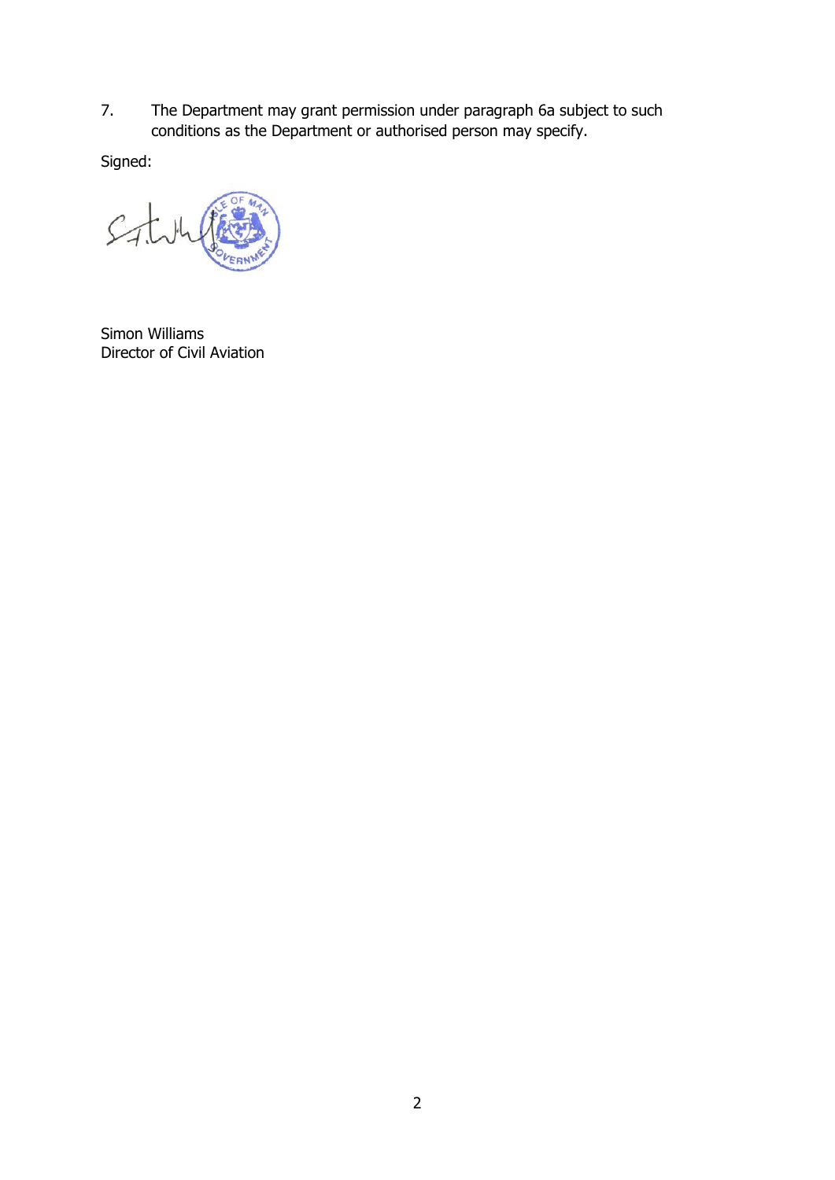7. The Department may grant permission under paragraph 6a subject to such conditions as the Department or authorised person may specify.

Signed:

Simon Williams
Director of Civil Aviation